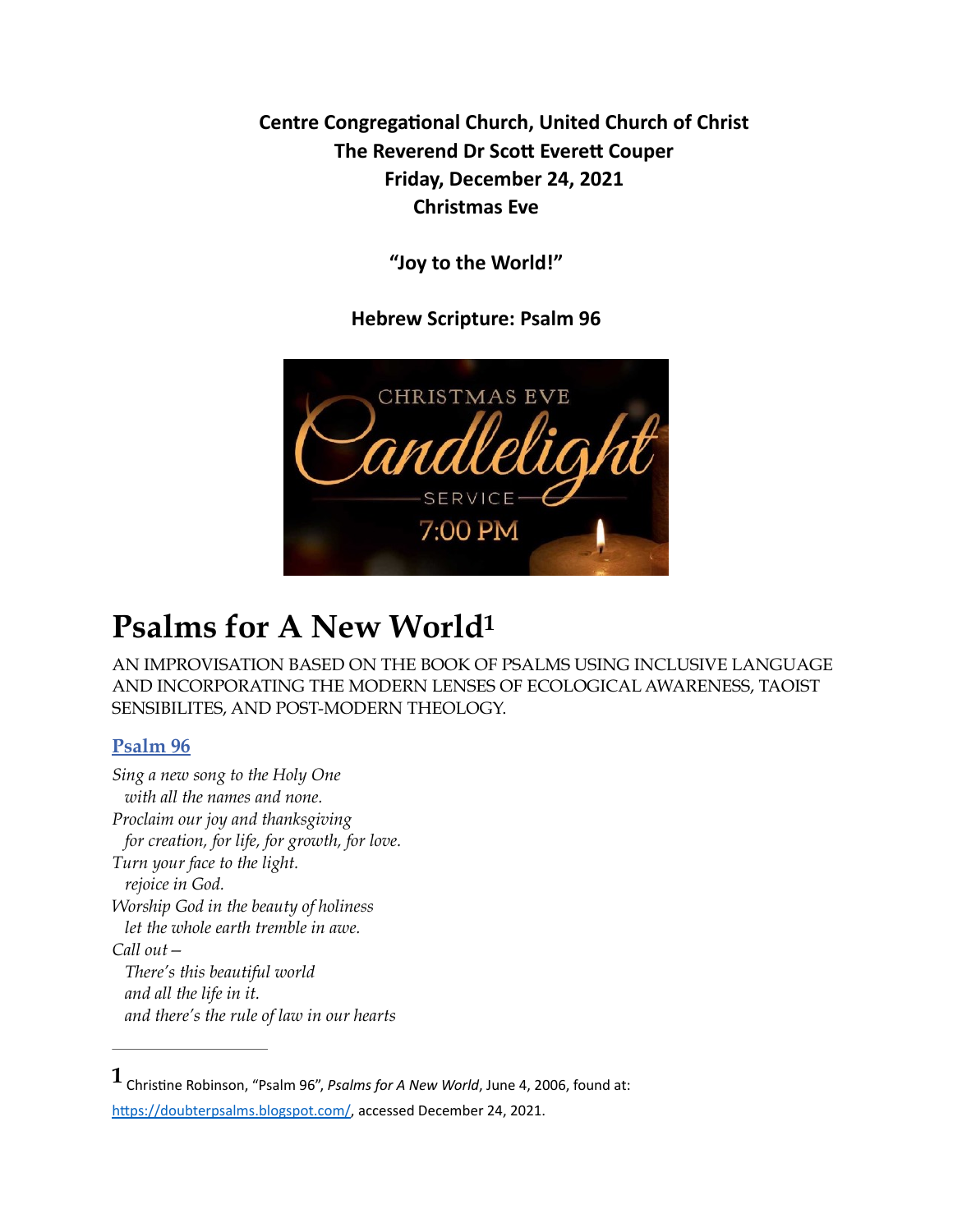**Centre Congregational Church, United Church of Christ**
**The Reverend Dr Scott Everett Couper**
**Friday, December 24, 2021**
**Christmas Eve**

**"Joy to the World!"**

**Hebrew Scripture: Psalm 96**

# Psalms for A New World[1]

AN IMPROVISATION BASED ON THE BOOK OF PSALMS USING INCLUSIVE LANGUAGE AND INCORPORATING THE MODERN LENSES OF ECOLOGICAL AWARENESS, TAOIST SENSIBILITES, AND POST-MODERN THEOLOGY.

## Psalm 96

*Sing a new song to the Holy One*
*with all the names and none.*
*Proclaim our joy and thanksgiving*
*for creation, for life, for growth, for love.*
*Turn your face to the light.*
*rejoice in God.*
*Worship God in the beauty of holiness*
*let the whole earth tremble in awe.*
*Call out –*
*There's this beautiful world*
*and all the life in it.*
*and there's the rule of law in our hearts*

---

[1] Christine Robinson, "Psalm 96", *Psalms for A New World*, June 4, 2006, found at: https://doubterpsalms.blogspot.com/, accessed December 24, 2021.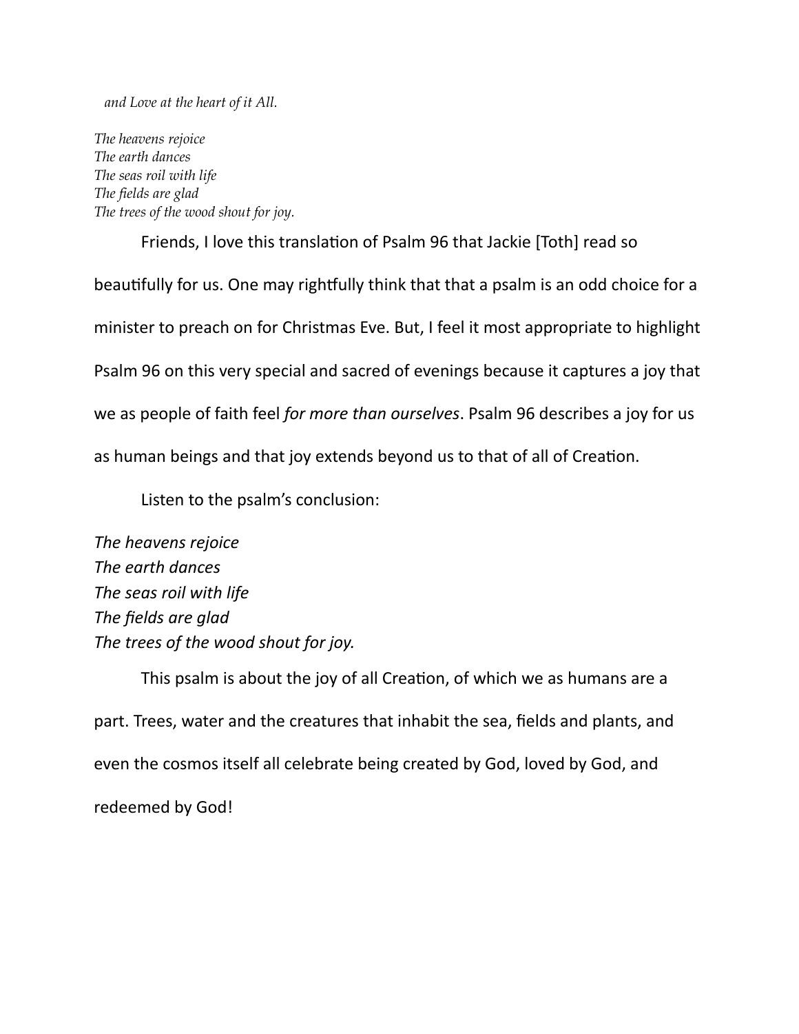*and Love at the heart of it All.*

*The heavens rejoice*
*The earth dances*
*The seas roil with life*
*The fields are glad*
*The trees of the wood shout for joy.*

Friends, I love this translation of Psalm 96 that Jackie [Toth] read so beautifully for us. One may rightfully think that that a psalm is an odd choice for a minister to preach on for Christmas Eve. But, I feel it most appropriate to highlight Psalm 96 on this very special and sacred of evenings because it captures a joy that we as people of faith feel *for more than ourselves*. Psalm 96 describes a joy for us as human beings and that joy extends beyond us to that of all of Creation.

Listen to the psalm's conclusion:

*The heavens rejoice*
*The earth dances*
*The seas roil with life*
*The fields are glad*
*The trees of the wood shout for joy.*

This psalm is about the joy of all Creation, of which we as humans are a part. Trees, water and the creatures that inhabit the sea, fields and plants, and even the cosmos itself all celebrate being created by God, loved by God, and redeemed by God!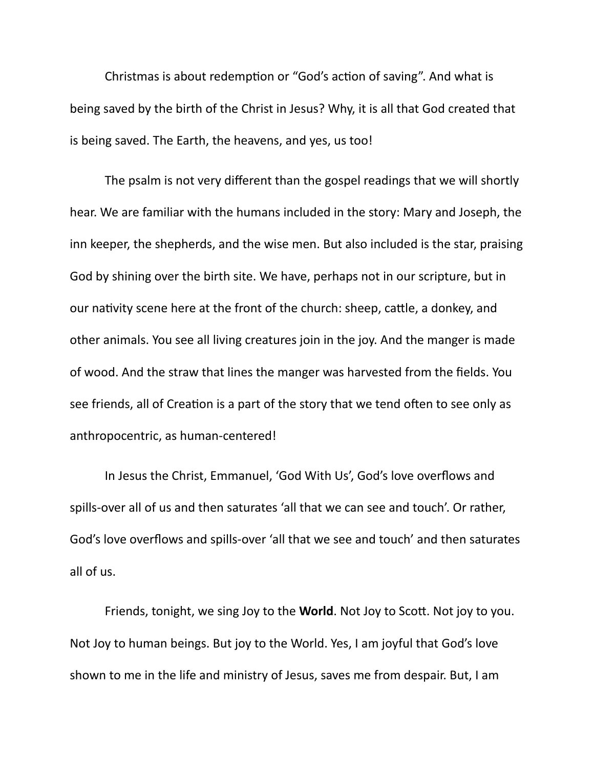Christmas is about redemption or “God’s action of saving”. And what is being saved by the birth of the Christ in Jesus? Why, it is all that God created that is being saved. The Earth, the heavens, and yes, us too!

The psalm is not very different than the gospel readings that we will shortly hear. We are familiar with the humans included in the story: Mary and Joseph, the inn keeper, the shepherds, and the wise men. But also included is the star, praising God by shining over the birth site. We have, perhaps not in our scripture, but in our nativity scene here at the front of the church: sheep, cattle, a donkey, and other animals. You see all living creatures join in the joy. And the manger is made of wood. And the straw that lines the manger was harvested from the fields. You see friends, all of Creation is a part of the story that we tend often to see only as anthropocentric, as human-centered!

In Jesus the Christ, Emmanuel, ‘God With Us’, God’s love overflows and spills-over all of us and then saturates ‘all that we can see and touch’. Or rather, God’s love overflows and spills-over ‘all that we see and touch’ and then saturates all of us.

Friends, tonight, we sing Joy to the **World**. Not Joy to Scott. Not joy to you. Not Joy to human beings. But joy to the World. Yes, I am joyful that God’s love shown to me in the life and ministry of Jesus, saves me from despair. But, I am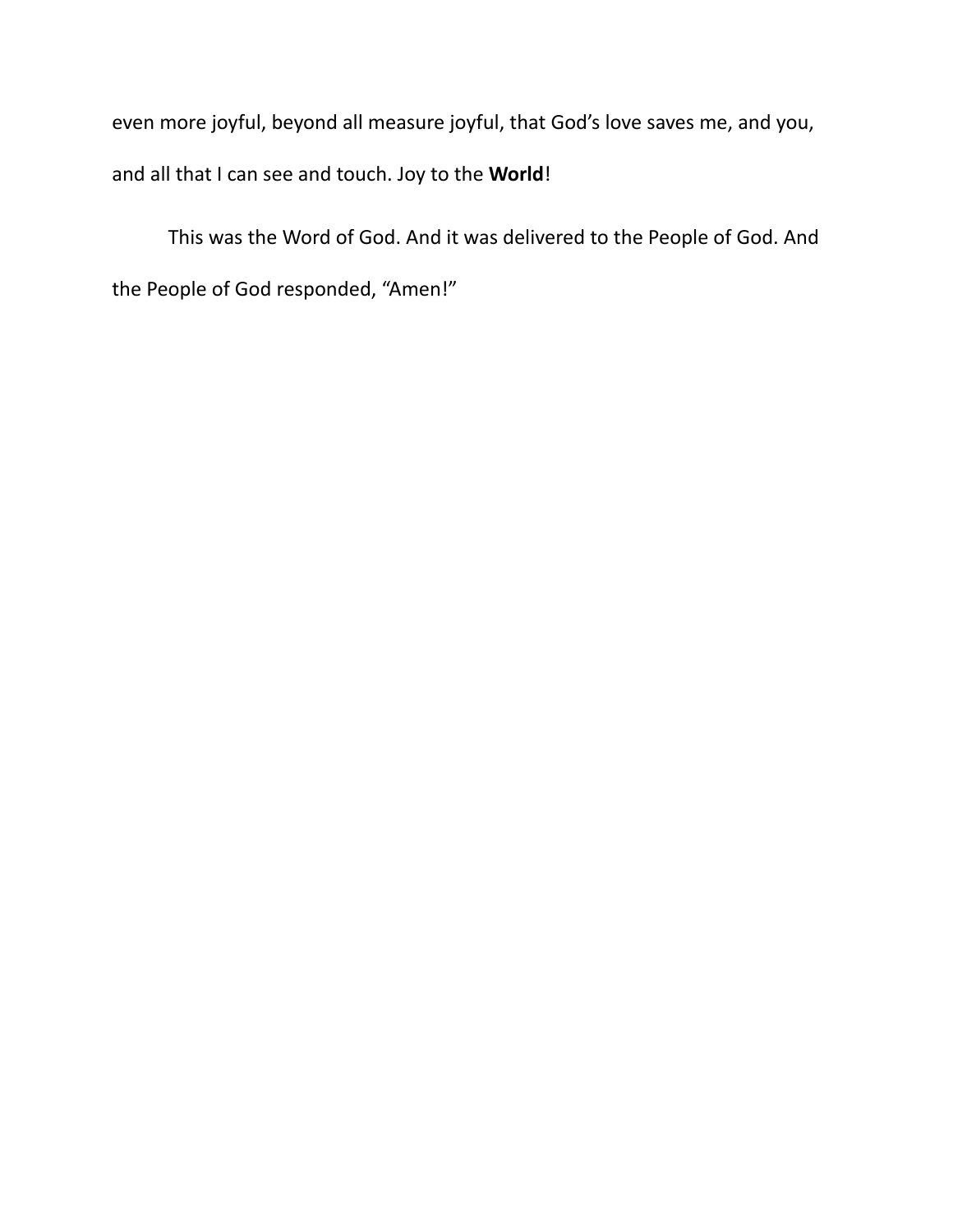even more joyful, beyond all measure joyful, that God's love saves me, and you, and all that I can see and touch. Joy to the **World**!

This was the Word of God. And it was delivered to the People of God. And the People of God responded, "Amen!"